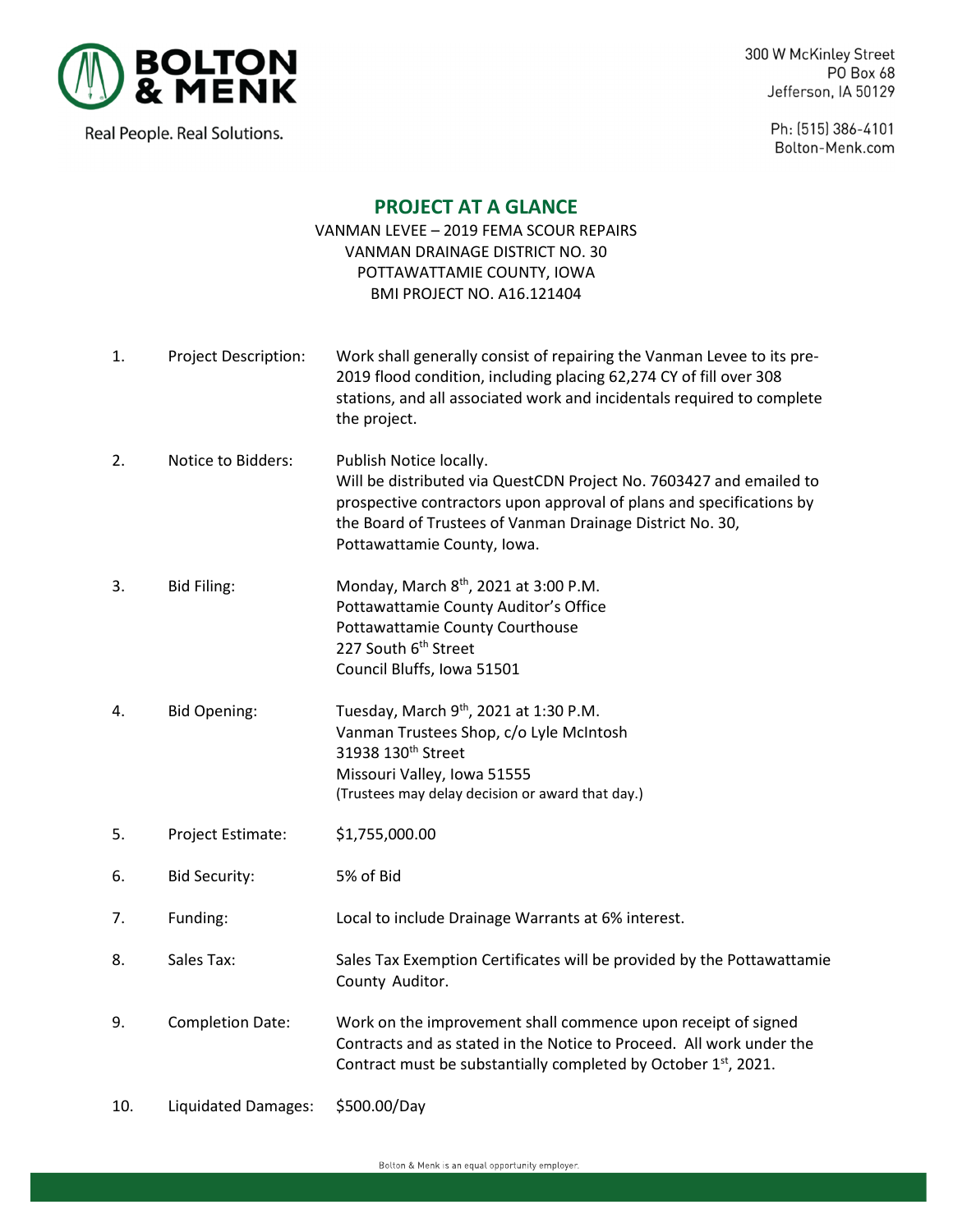**BOLTON & MENK**

Real People. Real Solutions.

300 W McKinley Street
PO Box 68
Jefferson, IA 50129

Ph: (515) 386-4101
Bolton-Menk.com

## PROJECT AT A GLANCE

VANMAN LEVEE – 2019 FEMA SCOUR REPAIRS
VANMAN DRAINAGE DISTRICT NO. 30
POTTAWATTAMIE COUNTY, IOWA
BMI PROJECT NO. A16.121404

1. **Project Description:** Work shall generally consist of repairing the Vanman Levee to its pre-2019 flood condition, including placing 62,274 CY of fill over 308 stations, and all associated work and incidentals required to complete the project.

2. **Notice to Bidders:** Publish Notice locally.
   Will be distributed via QuestCDN Project No. 7603427 and emailed to prospective contractors upon approval of plans and specifications by the Board of Trustees of Vanman Drainage District No. 30, Pottawattamie County, Iowa.

3. **Bid Filing:** Monday, March 8th, 2021 at 3:00 P.M.
   Pottawattamie County Auditor's Office
   Pottawattamie County Courthouse
   227 South 6th Street
   Council Bluffs, Iowa 51501

4. **Bid Opening:** Tuesday, March 9th, 2021 at 1:30 P.M.
   Vanman Trustees Shop, c/o Lyle McIntosh
   31938 130th Street
   Missouri Valley, Iowa 51555
   (Trustees may delay decision or award that day.)

5. **Project Estimate:** $1,755,000.00

6. **Bid Security:** 5% of Bid

7. **Funding:** Local to include Drainage Warrants at 6% interest.

8. **Sales Tax:** Sales Tax Exemption Certificates will be provided by the Pottawattamie County Auditor.

9. **Completion Date:** Work on the improvement shall commence upon receipt of signed Contracts and as stated in the Notice to Proceed. All work under the Contract must be substantially completed by October 1st, 2021.

10. **Liquidated Damages:** $500.00/Day

Bolton & Menk is an equal opportunity employer.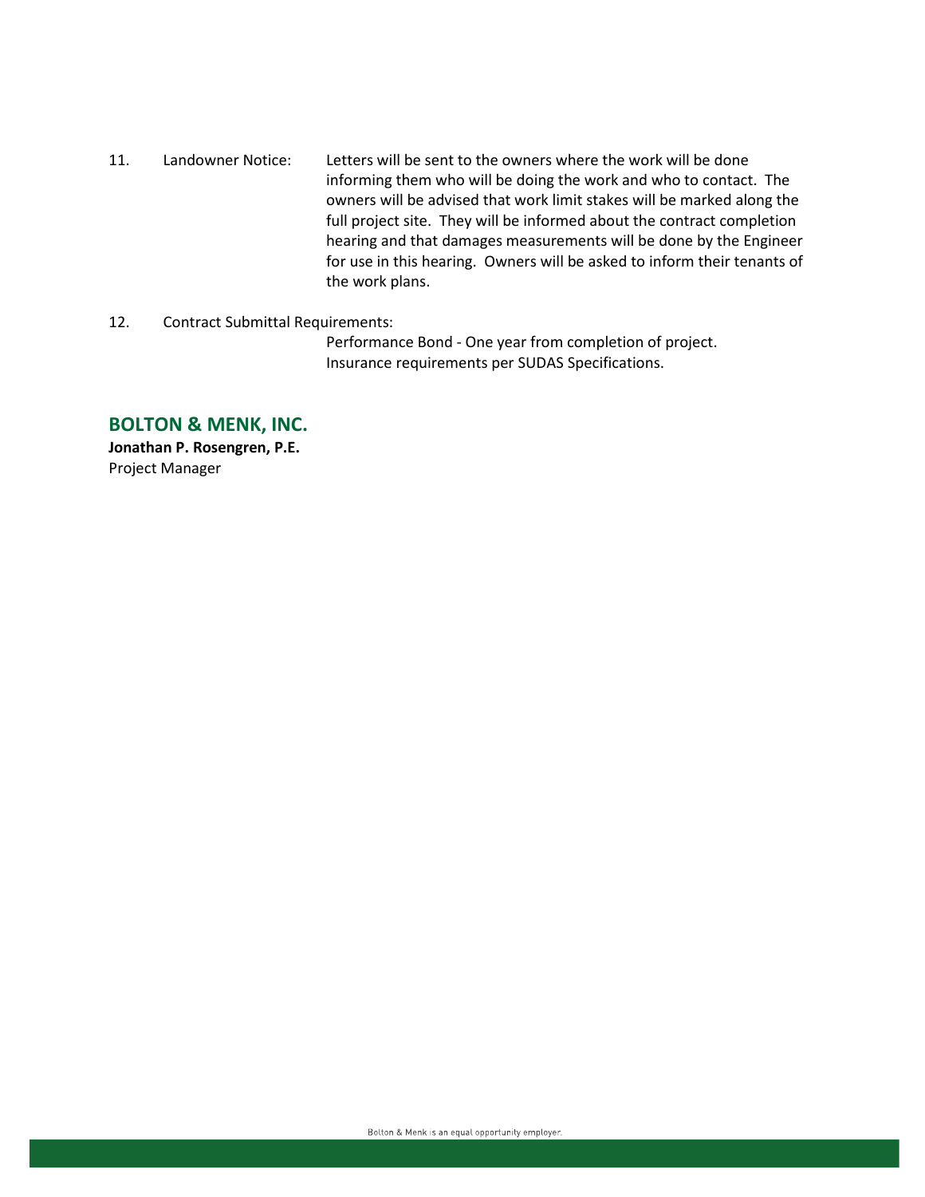11. Landowner Notice: Letters will be sent to the owners where the work will be done informing them who will be doing the work and who to contact. The owners will be advised that work limit stakes will be marked along the full project site. They will be informed about the contract completion hearing and that damages measurements will be done by the Engineer for use in this hearing. Owners will be asked to inform their tenants of the work plans.

12. Contract Submittal Requirements:
    Performance Bond - One year from completion of project.
    Insurance requirements per SUDAS Specifications.

**BOLTON & MENK, INC.**

**Jonathan P. Rosengren, P.E.**
Project Manager

Bolton & Menk is an equal opportunity employer.